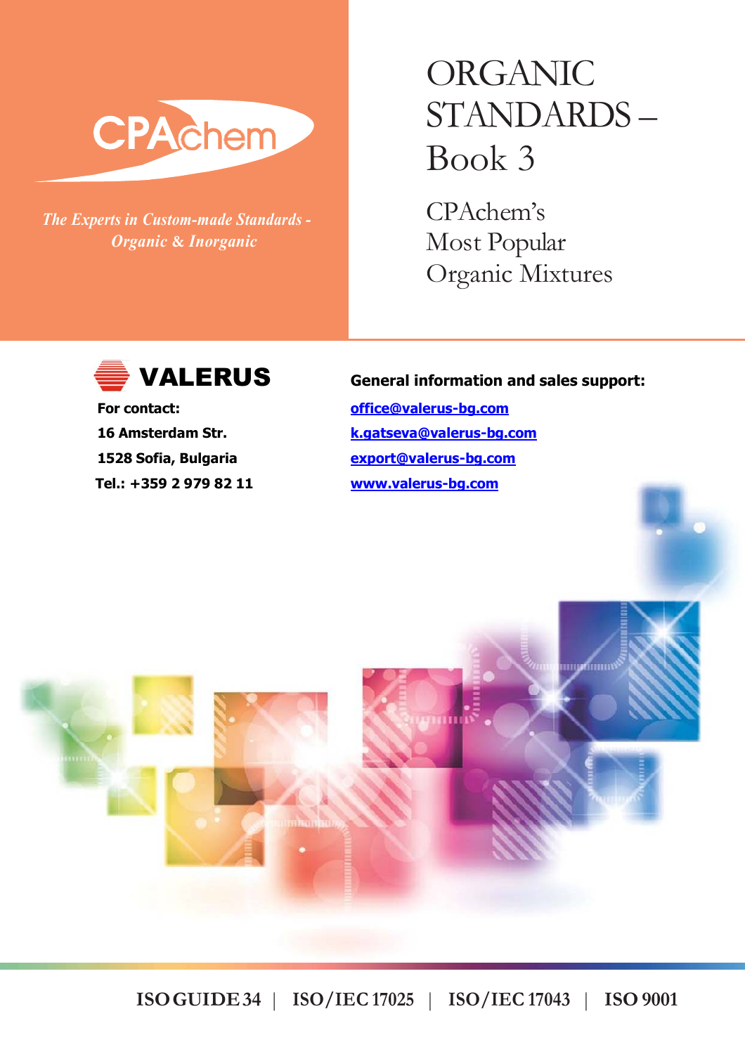CPAchem

*The Experts in Custom-made Standards - Organic & Inorganic*

# ORGANIC STANDARDS – Book 3

## CPAchem's Most Popular Organic Mixtures

**VALERUS**

**For contact:**

**16 Amsterdam Str.**

**1528 Sofia, Bulgaria**

**Tel.: +359 2 979 82 11**

**General information and sales support:**

**office@valerus-bg.com**

**k.gatseva@valerus-bg.com**

**export@valerus-bg.com**

**www.valerus-bg.com**

**ISO GUIDE 34 | ISO/IEC 17025 | ISO/IEC 17043 | ISO 9001**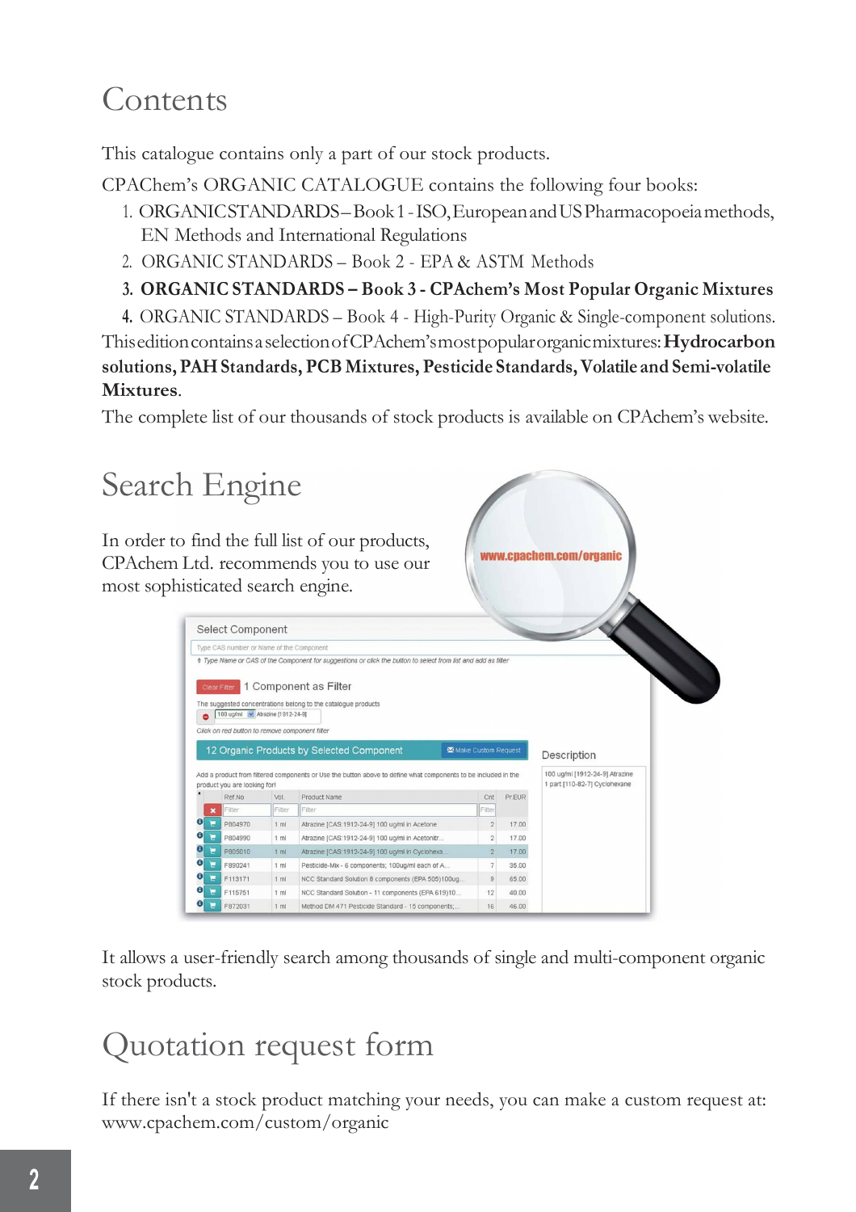# Contents

This catalogue contains only a part of our stock products.

CPAChem's ORGANIC CATALOGUE contains the following four books:

1. ORGANIC STANDARDS – Book 1 - ISO, European and US Pharmacopoeia methods, EN Methods and International Regulations
2. ORGANIC STANDARDS – Book 2 - EPA & ASTM Methods
3. **ORGANIC STANDARDS – Book 3 - CPAchem's Most Popular Organic Mixtures**
4. ORGANIC STANDARDS – Book 4 - High-Purity Organic & Single-component solutions.

This edition contains a selection of CPAchem's most popular organic mixtures: **Hydrocarbon solutions, PAH Standards, PCB Mixtures, Pesticide Standards, Volatile and Semi-volatile Mixtures**.

The complete list of our thousands of stock products is available on CPAchem's website.

# Search Engine

In order to find the full list of our products, CPAchem Ltd. recommends you to use our most sophisticated search engine.

www.cpachem.com/organic

It allows a user-friendly search among thousands of single and multi-component organic stock products.

# Quotation request form

If there isn't a stock product matching your needs, you can make a custom request at: www.cpachem.com/custom/organic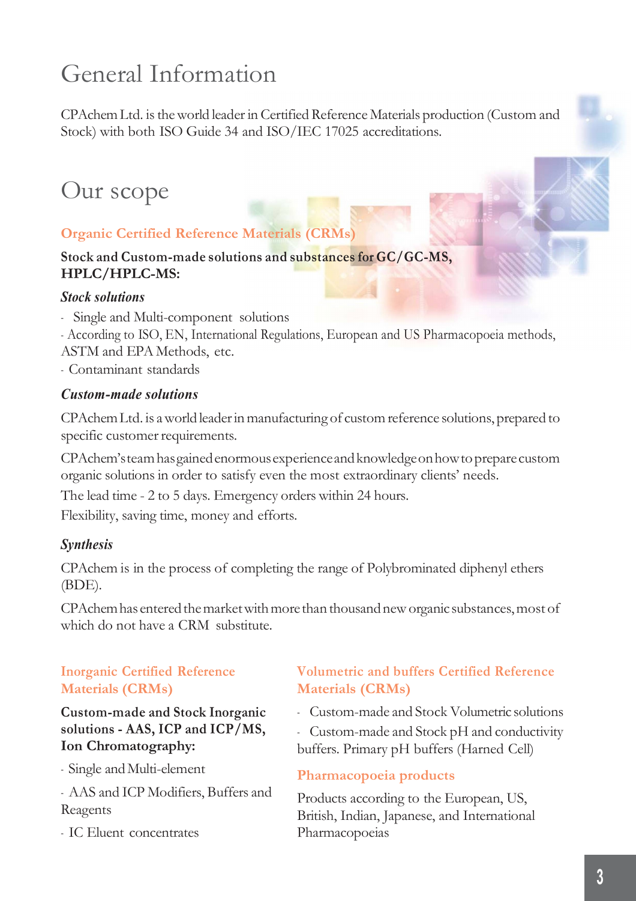# General Information

CPAchem Ltd. is the world leader in Certified Reference Materials production (Custom and Stock) with both ISO Guide 34 and ISO/IEC 17025 accreditations.

# Our scope

## Organic Certified Reference Materials (CRMs)

**Stock and Custom-made solutions and substances for GC/GC-MS, HPLC/HPLC-MS:**

### *Stock solutions*

- Single and Multi-component solutions
- According to ISO, EN, International Regulations, European and US Pharmacopoeia methods, ASTM and EPA Methods, etc.
- Contaminant standards

### *Custom-made solutions*

CPAchem Ltd. is a world leader in manufacturing of custom reference solutions, prepared to specific customer requirements.

CPAchem's team has gained enormous experience and knowledge on how to prepare custom organic solutions in order to satisfy even the most extraordinary clients' needs.

The lead time - 2 to 5 days. Emergency orders within 24 hours.

Flexibility, saving time, money and efforts.

### *Synthesis*

CPAchem is in the process of completing the range of Polybrominated diphenyl ethers (BDE).

CPAchem has entered the market with more than thousand new organic substances, most of which do not have a CRM substitute.

## Inorganic Certified Reference Materials (CRMs)

**Custom-made and Stock Inorganic solutions - AAS, ICP and ICP/MS, Ion Chromatography:**

- Single and Multi-element
- AAS and ICP Modifiers, Buffers and Reagents
- IC Eluent concentrates

## Volumetric and buffers Certified Reference Materials (CRMs)

- Custom-made and Stock Volumetric solutions
- Custom-made and Stock pH and conductivity buffers. Primary pH buffers (Harned Cell)

## Pharmacopoeia products

Products according to the European, US, British, Indian, Japanese, and International Pharmacopoeias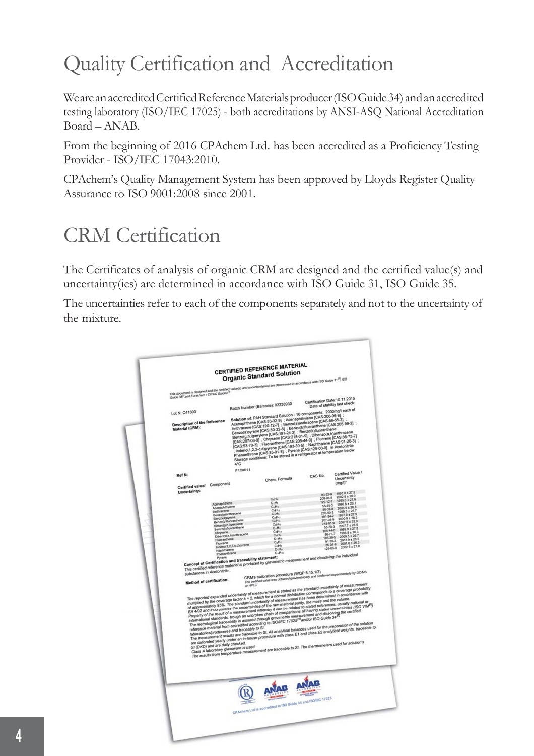# Quality Certification and Accreditation

We are an accredited Certified Reference Materials producer (ISO Guide 34) and an accredited testing laboratory (ISO/IEC 17025) - both accreditations by ANSI-ASQ National Accreditation Board – ANAB.

From the beginning of 2016 CPAchem Ltd. has been accredited as a Proficiency Testing Provider - ISO/IEC 17043:2010.

CPAchem's Quality Management System has been approved by Lloyds Register Quality Assurance to ISO 9001:2008 since 2001.

# CRM Certification

The Certificates of analysis of organic CRM are designed and the certified value(s) and uncertainty(ies) are determined in accordance with ISO Guide 31, ISO Guide 35.

The uncertainties refer to each of the components separately and not to the uncertainty of the mixture.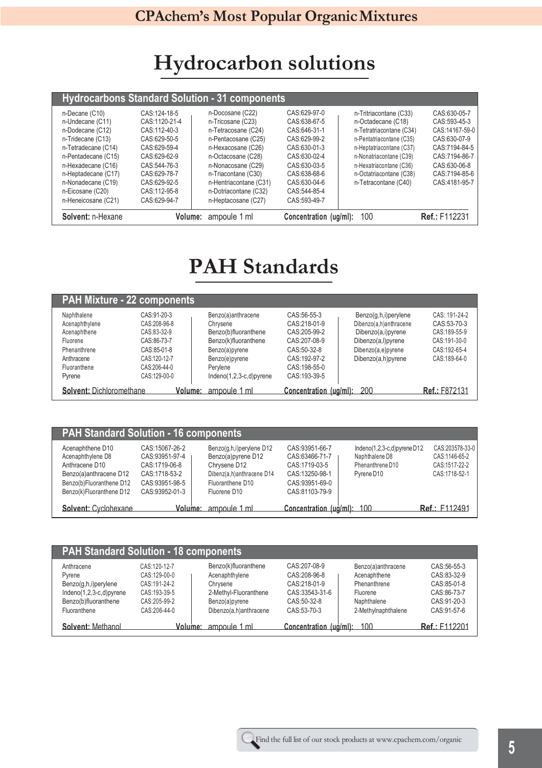# Hydrocarbon solutions

## Hydrocarbons Standard Solution - 31 components

| | | | | | |
|---|---|---|---|---|---|
| n-Decane (C10) | CAS:124-18-5 | n-Docosane (C22) | CAS:629-97-0 | n-Tritriacontane (C33) | CAS:630-05-7 |
| n-Undecane (C11) | CAS:1120-21-4 | n-Tricosane (C23) | CAS:638-67-5 | n-Octadecane (C18) | CAS:593-45-3 |
| n-Dodecane (C12) | CAS:112-40-3 | n-Tetracosane (C24) | CAS:646-31-1 | n-Tetratriacontane (C34) | CAS:14167-59-0 |
| n-Tridecane (C13) | CAS:629-50-5 | n-Pentacosane (C25) | CAS:629-99-2 | n-Pentatriacontane (C35) | CAS:630-07-9 |
| n-Tetradecane (C14) | CAS:629-59-4 | n-Hexacosane (C26) | CAS:630-01-3 | n-Heptatriacontane (C37) | CAS:7194-84-5 |
| n-Pentadecane (C15) | CAS:629-62-9 | n-Octacosane (C28) | CAS:630-02-4 | n-Nonatriacontane (C39) | CAS:7194-86-7 |
| n-Hexadecane (C16) | CAS:544-76-3 | n-Nonacosane (C29) | CAS:630-03-5 | n-Hexatriacontane (C36) | CAS:630-06-8 |
| n-Heptadecane (C17) | CAS:629-78-7 | n-Triacontane (C30) | CAS:638-68-6 | n-Octatriacontane (C38) | CAS:7194-85-6 |
| n-Nonadecane (C19) | CAS:629-92-5 | n-Hentriacontane (C31) | CAS:630-04-6 | n-Tetracontane (C40) | CAS:4181-95-7 |
| n-Eicosane (C20) | CAS:112-95-8 | n-Dotriacontane (C32) | CAS:544-85-4 | | |
| n-Heneicosane (C21) | CAS:629-94-7 | n-Heptacosane (C27) | CAS:593-49-7 | | |

**Solvent:** n-Hexane **Volume:** ampoule 1 ml **Concentration (ug/ml):** 100 **Ref.:** F112231

# PAH Standards

## PAH Mixture - 22 components

| | | | | | |
|---|---|---|---|---|---|
| Naphthalene | CAS:91-20-3 | Benzo(a)anthracene | CAS:56-55-3 | Benzo(g,h,i)perylene | CAS: 191-24-2 |
| Acenaphthylene | CAS:208-96-8 | Chrysene | CAS:218-01-9 | Dibenzo(a,h)anthracene | CAS:53-70-3 |
| Acenaphthene | CAS:83-32-9 | Benzo(b)fluoranthene | CAS:205-99-2 | Dibenzo(a,i)pyrene | CAS:189-55-9 |
| Fluorene | CAS:86-73-7 | Benzo(k)fluoranthene | CAS:207-08-9 | Dibenzo(a,l)pyrene | CAS:191-30-0 |
| Phenanthrene | CAS:85-01-8 | Benzo(a)pyrene | CAS:50-32-8 | Dibenzo(a,e)pyrene | CAS:192-65-4 |
| Anthracene | CAS:120-12-7 | Benzo(e)pyrene | CAS:192-97-2 | Dibenzo(a,h)pyrene | CAS:189-64-0 |
| Fluoranthene | CAS:206-44-0 | Perylene | CAS:198-55-0 | | |
| Pyrene | CAS:129-00-0 | Indeno(1,2,3-c,d)pyrene | CAS:193-39-5 | | |

**Solvent:** Dichloromethane **Volume:** ampoule 1 ml **Concentration (ug/ml):** 200 **Ref.:** F872131

## PAH Standard Solution - 16 components

| | | | | | |
|---|---|---|---|---|---|
| Acenapthene D10 | CAS:15067-26-2 | Benzo(g,h,i)perylene D12 | CAS:93951-66-7 | Indeno(1,2,3-c,d)pyrene D12 | CAS:203578-33-0 |
| Acenaphthylene D8 | CAS:93951-97-4 | Benzo(a)pyrene D12 | CAS:63466-71-7 | Naphthalene D8 | CAS:1146-65-2 |
| Anthracene D10 | CAS:1719-06-8 | Chrysene D12 | CAS:1719-03-5 | Phenanthrene D10 | CAS:1517-22-2 |
| Benzo(a)anthracene D12 | CAS:1718-53-2 | Dibenz(a,h)anthracene D14 | CAS:13250-98-1 | Pyrene D10 | CAS:1718-52-1 |
| Benzo(b)Fluoranthene D12 | CAS:93951-98-5 | Fluoranthene D10 | CAS:93951-69-0 | | |
| Benzo(k)Fluoranthene D12 | CAS:93952-01-3 | Fluorene D10 | CAS:81103-79-9 | | |

**Solvent:** Cyclohexane **Volume:** ampoule 1 ml **Concentration (ug/ml):** 100 **Ref.:** F112491

## PAH Standard Solution - 18 components

| | | | | | |
|---|---|---|---|---|---|
| Anthracene | CAS:120-12-7 | Benzo(k)fluoranthene | CAS:207-08-9 | Benzo(a)anthracene | CAS:56-55-3 |
| Pyrene | CAS:129-00-0 | Acenaphthylene | CAS:208-96-8 | Acenaphthene | CAS:83-32-9 |
| Benzo(g,h,i)perylene | CAS:191-24-2 | Chrysene | CAS:218-01-9 | Phenanthrene | CAS:85-01-8 |
| Indeno(1,2,3-c,d)pyrene | CAS:193-39-5 | 2-Methyl-Fluoranthene | CAS:33543-31-6 | Fluorene | CAS:86-73-7 |
| Benzo(b)fluoranthene | CAS:205-99-2 | Benzo(a)pyrene | CAS:50-32-8 | Naphthalene | CAS:91-20-3 |
| Fluoranthene | CAS:206-44-0 | Dibenzo(a,h)anthracene | CAS:53-70-3 | 2-Methylnaphthalene | CAS:91-57-6 |

**Solvent:** Methanol **Volume:** ampoule 1 ml **Concentration (ug/ml):** 100 **Ref.:** F112201

Find the full list of our stock products at www.cpachem.com/organic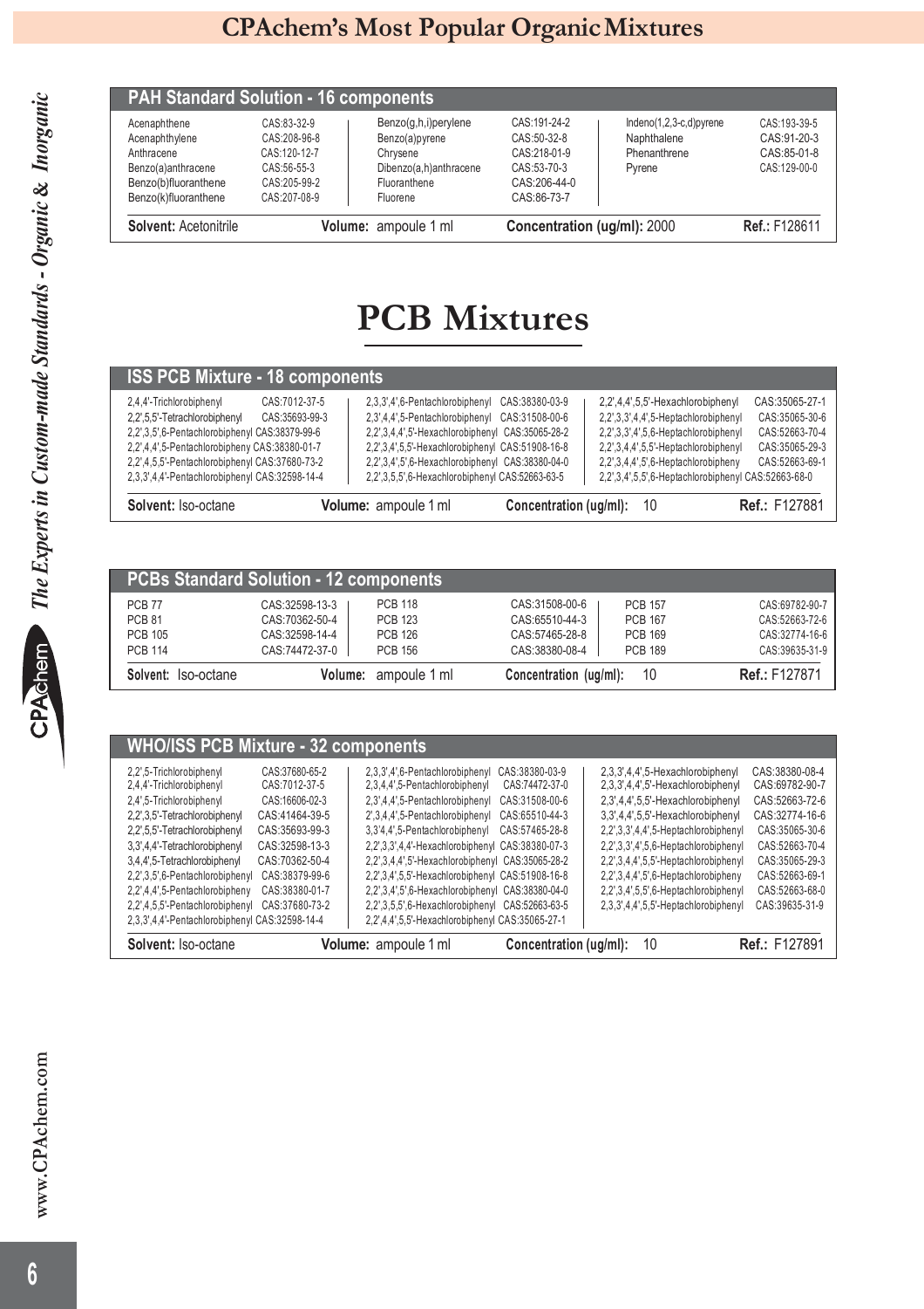# CPAchem's Most Popular Organic Mixtures

## PAH Standard Solution - 16 components

| Component | CAS | Component | CAS | Component | CAS |
|---|---|---|---|---|---|
| Acenaphthene | CAS:83-32-9 | Benzo(g,h,i)perylene | CAS:191-24-2 | Indeno(1,2,3-c,d)pyrene | CAS:193-39-5 |
| Acenaphthylene | CAS:208-96-8 | Benzo(a)pyrene | CAS:50-32-8 | Naphthalene | CAS:91-20-3 |
| Anthracene | CAS:120-12-7 | Chrysene | CAS:218-01-9 | Phenanthrene | CAS:85-01-8 |
| Benzo(a)anthracene | CAS:56-55-3 | Dibenzo(a,h)anthracene | CAS:53-70-3 | Pyrene | CAS:129-00-0 |
| Benzo(b)fluoranthene | CAS:205-99-2 | Fluoranthene | CAS:206-44-0 | | |
| Benzo(k)fluoranthene | CAS:207-08-9 | Fluorene | CAS:86-73-7 | | |

**Solvent:** Acetonitrile **Volume:** ampoule 1 ml **Concentration (ug/ml):** 2000 **Ref.:** F128611

# PCB Mixtures

## ISS PCB Mixture - 18 components

| Component | CAS | Component | CAS | Component | CAS |
|---|---|---|---|---|---|
| 2,4,4'-Trichlorobiphenyl | CAS:7012-37-5 | 2,3,3',4',6-Pentachlorobiphenyl | CAS:38380-03-9 | 2,2',4,4',5,5'-Hexachlorobiphenyl | CAS:35065-27-1 |
| 2,2',5,5'-Tetrachlorobiphenyl | CAS:35693-99-3 | 2,3',4,4',5-Pentachlorobiphenyl | CAS:31508-00-6 | 2,2',3,3',4,4',5-Heptachlorobiphenyl | CAS:35065-30-6 |
| 2,2',3,5',6-Pentachlorobiphenyl | CAS:38379-99-6 | 2,2',3,4,4',5'-Hexachlorobiphenyl | CAS:35065-28-2 | 2,2',3,3',4',5,6-Heptachlorobiphenyl | CAS:52663-70-4 |
| 2,2',4,4',5-Pentachlorobipheny | CAS:38380-01-7 | 2,2',3,4',5,5'-Hexachlorobiphenyl | CAS:51908-16-8 | 2,2',3,4,4',5,5'-Heptachlorobiphenyl | CAS:35065-29-3 |
| 2,2',4,5,5'-Pentachlorobiphenyl | CAS:37680-73-2 | 2,2',3,4',5',6-Hexachlorobiphenyl | CAS:38380-04-0 | 2,2',3,4,4',5',6-Heptachlorobipheny | CAS:52663-69-1 |
| 2,3,3',4,4'-Pentachlorobiphenyl | CAS:32598-14-4 | 2,2',3,5,5',6-Hexachlorobiphenyl | CAS:52663-63-5 | 2,2',3,4',5,5',6-Heptachlorobiphenyl | CAS:52663-68-0 |

**Solvent:** Iso-octane **Volume:** ampoule 1 ml **Concentration (ug/ml):** 10 **Ref.:** F127881

## PCBs Standard Solution - 12 components

| Component | CAS | Component | CAS | Component | CAS |
|---|---|---|---|---|---|
| PCB 77 | CAS:32598-13-3 | PCB 118 | CAS:31508-00-6 | PCB 157 | CAS:69782-90-7 |
| PCB 81 | CAS:70362-50-4 | PCB 123 | CAS:65510-44-3 | PCB 167 | CAS:52663-72-6 |
| PCB 105 | CAS:32598-14-4 | PCB 126 | CAS:57465-28-8 | PCB 169 | CAS:32774-16-6 |
| PCB 114 | CAS:74472-37-0 | PCB 156 | CAS:38380-08-4 | PCB 189 | CAS:39635-31-9 |

**Solvent:** Iso-octane **Volume:** ampoule 1 ml **Concentration (ug/ml):** 10 **Ref.:** F127871

## WHO/ISS PCB Mixture - 32 components

| Component | CAS | Component | CAS | Component | CAS |
|---|---|---|---|---|---|
| 2,2',5-Trichlorobiphenyl | CAS:37680-65-2 | 2,3,3',4',6-Pentachlorobiphenyl | CAS:38380-03-9 | 2,3,3',4,4',5-Hexachlorobiphenyl | CAS:38380-08-4 |
| 2,4,4'-Trichlorobiphenyl | CAS:7012-37-5 | 2,3,4,4',5-Pentachlorobiphenyl | CAS:74472-37-0 | 2,3,3',4,4',5'-Hexachlorobiphenyl | CAS:69782-90-7 |
| 2,4',5-Trichlorobiphenyl | CAS:16606-02-3 | 2,3',4,4',5-Pentachlorobiphenyl | CAS:31508-00-6 | 2,3',4,4',5,5'-Hexachlorobiphenyl | CAS:52663-72-6 |
| 2,2',3,5'-Tetrachlorobiphenyl | CAS:41464-39-5 | 2',3,4,4',5-Pentachlorobiphenyl | CAS:65510-44-3 | 3,3',4,4',5,5'-Hexachlorobiphenyl | CAS:32774-16-6 |
| 2,2',5,5'-Tetrachlorobiphenyl | CAS:35693-99-3 | 3,3'4,4',5-Pentachlorobiphenyl | CAS:57465-28-8 | 2,2',3,3',4,4',5-Heptachlorobiphenyl | CAS:35065-30-6 |
| 3,3',4,4'-Tetrachlorobiphenyl | CAS:32598-13-3 | 2,2',3,3',4,4'-Hexachlorobiphenyl | CAS:38380-07-3 | 2,2',3,3',4',5,6-Heptachlorobiphenyl | CAS:52663-70-4 |
| 3,4,4',5-Tetrachlorobiphenyl | CAS:70362-50-4 | 2,2',3,4,4',5'-Hexachlorobiphenyl | CAS:35065-28-2 | 2,2',3,4,4',5,5'-Heptachlorobiphenyl | CAS:35065-29-3 |
| 2,2',3,5',6-Pentachlorobiphenyl | CAS:38379-99-6 | 2,2',3,4',5,5'-Hexachlorobiphenyl | CAS:51908-16-8 | 2,2',3,4,4',5',6-Heptachlorobipheny | CAS:52663-69-1 |
| 2,2',4,4',5-Pentachlorobipheny | CAS:38380-01-7 | 2,2',3,4',5',6-Hexachlorobiphenyl | CAS:38380-04-0 | 2,2',3,4',5,5',6-Heptachlorobiphenyl | CAS:52663-68-0 |
| 2,2',4,5,5'-Pentachlorobiphenyl | CAS:37680-73-2 | 2,2',3,5,5',6-Hexachlorobiphenyl | CAS:52663-63-5 | 2,3,3',4,4',5,5'-Heptachlorobiphenyl | CAS:39635-31-9 |
| 2,3,3',4,4'-Pentachlorobiphenyl | CAS:32598-14-4 | 2,2',4,4',5,5'-Hexachlorobiphenyl | CAS:35065-27-1 | | |

**Solvent:** Iso-octane **Volume:** ampoule 1 ml **Concentration (ug/ml):** 10 **Ref.:** F127891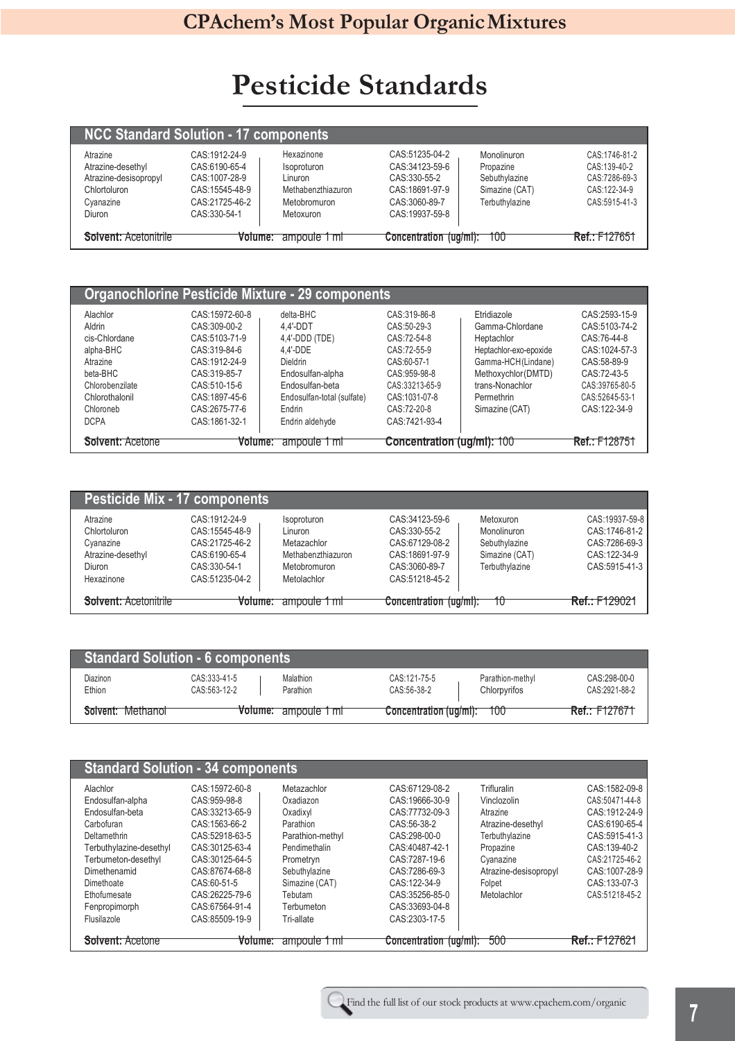# Pesticide Standards

## NCC Standard Solution - 17 components

| Compound | CAS | Compound | CAS | Compound | CAS |
|---|---|---|---|---|---|
| Atrazine | CAS:1912-24-9 | Hexazinone | CAS:51235-04-2 | Monolinuron | CAS:1746-81-2 |
| Atrazine-desethyl | CAS:6190-65-4 | Isoproturon | CAS:34123-59-6 | Propazine | CAS:139-40-2 |
| Atrazine-desisopropyl | CAS:1007-28-9 | Linuron | CAS:330-55-2 | Sebuthylazine | CAS:7286-69-3 |
| Chlortoluron | CAS:15545-48-9 | Methabenzthiazuron | CAS:18691-97-9 | Simazine (CAT) | CAS:122-34-9 |
| Cyanazine | CAS:21725-46-2 | Metobromuron | CAS:3060-89-7 | Terbuthylazine | CAS:5915-41-3 |
| Diuron | CAS:330-54-1 | Metoxuron | CAS:19937-59-8 | | |

**Solvent:** Acetonitrile **Volume:** ampoule 1 ml **Concentration (ug/ml):** 100 **Ref.:** F127651

## Organochlorine Pesticide Mixture - 29 components

| Compound | CAS | Compound | CAS | Compound | CAS |
|---|---|---|---|---|---|
| Alachlor | CAS:15972-60-8 | delta-BHC | CAS:319-86-8 | Etridiazole | CAS:2593-15-9 |
| Aldrin | CAS:309-00-2 | 4,4'-DDT | CAS:50-29-3 | Gamma-Chlordane | CAS:5103-74-2 |
| cis-Chlordane | CAS:5103-71-9 | 4,4'-DDD (TDE) | CAS:72-54-8 | Heptachlor | CAS:76-44-8 |
| alpha-BHC | CAS:319-84-6 | 4,4'-DDE | CAS:72-55-9 | Heptachlor-exo-epoxide | CAS:1024-57-3 |
| Atrazine | CAS:1912-24-9 | Dieldrin | CAS:60-57-1 | Gamma-HCH(Lindane) | CAS:58-89-9 |
| beta-BHC | CAS:319-85-7 | Endosulfan-alpha | CAS:959-98-8 | Methoxychlor(DMTD) | CAS:72-43-5 |
| Chlorobenzilate | CAS:510-15-6 | Endosulfan-beta | CAS:33213-65-9 | trans-Nonachlor | CAS:39765-80-5 |
| Chlorothalonil | CAS:1897-45-6 | Endosulfan-total (sulfate) | CAS:1031-07-8 | Permethrin | CAS:52645-53-1 |
| Chloroneb | CAS:2675-77-6 | Endrin | CAS:72-20-8 | Simazine (CAT) | CAS:122-34-9 |
| DCPA | CAS:1861-32-1 | Endrin aldehyde | CAS:7421-93-4 | | |

**Solvent:** Acetone **Volume:** ampoule 1 ml **Concentration (ug/ml):** 100 **Ref.:** F128751

## Pesticide Mix - 17 components

| Compound | CAS | Compound | CAS | Compound | CAS |
|---|---|---|---|---|---|
| Atrazine | CAS:1912-24-9 | Isoproturon | CAS:34123-59-6 | Metoxuron | CAS:19937-59-8 |
| Chlortoluron | CAS:15545-48-9 | Linuron | CAS:330-55-2 | Monolinuron | CAS:1746-81-2 |
| Cyanazine | CAS:21725-46-2 | Metazachlor | CAS:67129-08-2 | Sebuthylazine | CAS:7286-69-3 |
| Atrazine-desethyl | CAS:6190-65-4 | Methabenzthiazuron | CAS:18691-97-9 | Simazine (CAT) | CAS:122-34-9 |
| Diuron | CAS:330-54-1 | Metobromuron | CAS:3060-89-7 | Terbuthylazine | CAS:5915-41-3 |
| Hexazinone | CAS:51235-04-2 | Metolachlor | CAS:51218-45-2 | | |

**Solvent:** Acetonitrile **Volume:** ampoule 1 ml **Concentration (ug/ml):** 10 **Ref.:** F129021

## Standard Solution - 6 components

| Compound | CAS | Compound | CAS | Compound | CAS |
|---|---|---|---|---|---|
| Diazinon | CAS:333-41-5 | Malathion | CAS:121-75-5 | Parathion-methyl | CAS:298-00-0 |
| Ethion | CAS:563-12-2 | Parathion | CAS:56-38-2 | Chlorpyrifos | CAS:2921-88-2 |

**Solvent:** Methanol **Volume:** ampoule 1 ml **Concentration (ug/ml):** 100 **Ref.:** F127671

## Standard Solution - 34 components

| Compound | CAS | Compound | CAS | Compound | CAS |
|---|---|---|---|---|---|
| Alachlor | CAS:15972-60-8 | Metazachlor | CAS:67129-08-2 | Trifluralin | CAS:1582-09-8 |
| Endosulfan-alpha | CAS:959-98-8 | Oxadiazon | CAS:19666-30-9 | Vinclozolin | CAS:50471-44-8 |
| Endosulfan-beta | CAS:33213-65-9 | Oxadixyl | CAS:77732-09-3 | Atrazine | CAS:1912-24-9 |
| Carbofuran | CAS:1563-66-2 | Parathion | CAS:56-38-2 | Atrazine-desethyl | CAS:6190-65-4 |
| Deltamethrin | CAS:52918-63-5 | Parathion-methyl | CAS:298-00-0 | Terbuthylazine | CAS:5915-41-3 |
| Terbuthylazine-desethyl | CAS:30125-63-4 | Pendimethalin | CAS:40487-42-1 | Propazine | CAS:139-40-2 |
| Terbumeton-desethyl | CAS:30125-64-5 | Prometryn | CAS:7287-19-6 | Cyanazine | CAS:21725-46-2 |
| Dimethenamid | CAS:87674-68-8 | Sebuthylazine | CAS:7286-69-3 | Atrazine-desisopropyl | CAS:1007-28-9 |
| Dimethoate | CAS:60-51-5 | Simazine (CAT) | CAS:122-34-9 | Folpet | CAS:133-07-3 |
| Ethofumesate | CAS:26225-79-6 | Tebutam | CAS:35256-85-0 | Metolachlor | CAS:51218-45-2 |
| Fenpropimorph | CAS:67564-91-4 | Terbumeton | CAS:33693-04-8 | | |
| Flusilazole | CAS:85509-19-9 | Tri-allate | CAS:2303-17-5 | | |

**Solvent:** Acetone **Volume:** ampoule 1 ml **Concentration (ug/ml):** 500 **Ref.:** F127621

Find the full list of our stock products at www.cpachem.com/organic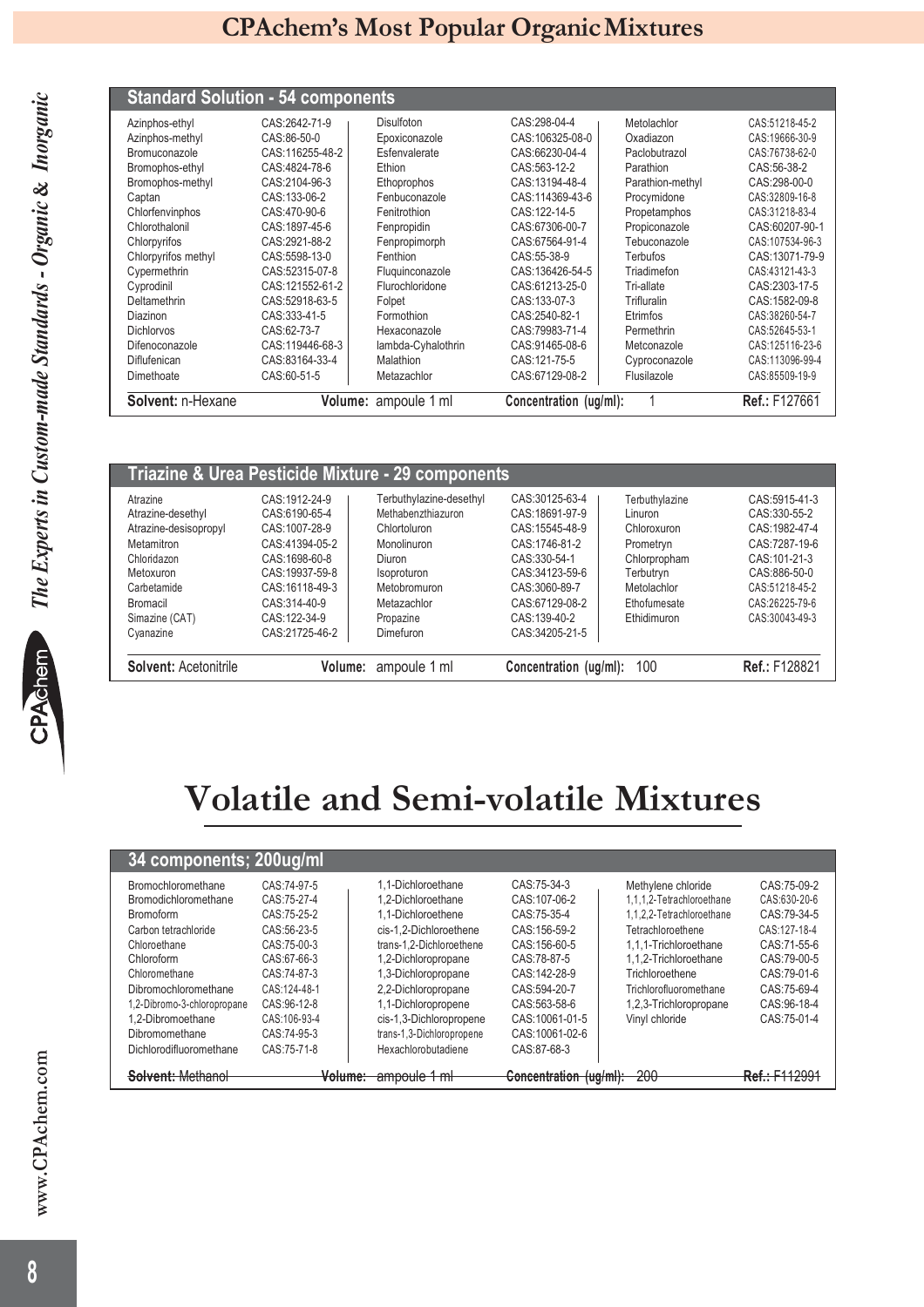## CPAchem's Most Popular Organic Mixtures

### Standard Solution - 54 components

| Component | CAS | Component | CAS | Component | CAS |
|---|---|---|---|---|---|
| Azinphos-ethyl | CAS:2642-71-9 | Disulfoton | CAS:298-04-4 | Metolachlor | CAS:51218-45-2 |
| Azinphos-methyl | CAS:86-50-0 | Epoxiconazole | CAS:106325-08-0 | Oxadiazon | CAS:19666-30-9 |
| Bromuconazole | CAS:116255-48-2 | Esfenvalerate | CAS:66230-04-4 | Paclobutrazol | CAS:76738-62-0 |
| Bromophos-ethyl | CAS:4824-78-6 | Ethion | CAS:563-12-2 | Parathion | CAS:56-38-2 |
| Bromophos-methyl | CAS:2104-96-3 | Ethoprophos | CAS:13194-48-4 | Parathion-methyl | CAS:298-00-0 |
| Captan | CAS:133-06-2 | Fenbuconazole | CAS:114369-43-6 | Procymidone | CAS:32809-16-8 |
| Chlorfenvinphos | CAS:470-90-6 | Fenitrothion | CAS:122-14-5 | Propetamphos | CAS:31218-83-4 |
| Chlorothalonil | CAS:1897-45-6 | Fenpropidin | CAS:67306-00-7 | Propiconazole | CAS:60207-90-1 |
| Chlorpyrifos | CAS:2921-88-2 | Fenpropimorph | CAS:67564-91-4 | Tebuconazole | CAS:107534-96-3 |
| Chlorpyrifos methyl | CAS:5598-13-0 | Fenthion | CAS:55-38-9 | Terbufos | CAS:13071-79-9 |
| Cypermethrin | CAS:52315-07-8 | Fluquinconazole | CAS:136426-54-5 | Triadimefon | CAS:43121-43-3 |
| Cyprodinil | CAS:121552-61-2 | Flurochloridone | CAS:61213-25-0 | Tri-allate | CAS:2303-17-5 |
| Deltamethrin | CAS:52918-63-5 | Folpet | CAS:133-07-3 | Trifluralin | CAS:1582-09-8 |
| Diazinon | CAS:333-41-5 | Formothion | CAS:2540-82-1 | Etrimfos | CAS:38260-54-7 |
| Dichlorvos | CAS:62-73-7 | Hexaconazole | CAS:79983-71-4 | Permethrin | CAS:52645-53-1 |
| Difenoconazole | CAS:119446-68-3 | lambda-Cyhalothrin | CAS:91465-08-6 | Metconazole | CAS:125116-23-6 |
| Diflufenican | CAS:83164-33-4 | Malathion | CAS:121-75-5 | Cyproconazole | CAS:113096-99-4 |
| Dimethoate | CAS:60-51-5 | Metazachlor | CAS:67129-08-2 | Flusilazole | CAS:85509-19-9 |

**Solvent:** n-Hexane **Volume:** ampoule 1 ml **Concentration (ug/ml):** 1 **Ref.:** F127661

### Triazine & Urea Pesticide Mixture - 29 components

| Component | CAS | Component | CAS | Component | CAS |
|---|---|---|---|---|---|
| Atrazine | CAS:1912-24-9 | Terbuthylazine-desethyl | CAS:30125-63-4 | Terbuthylazine | CAS:5915-41-3 |
| Atrazine-desethyl | CAS:6190-65-4 | Methabenzthiazuron | CAS:18691-97-9 | Linuron | CAS:330-55-2 |
| Atrazine-desisopropyl | CAS:1007-28-9 | Chlortoluron | CAS:15545-48-9 | Chloroxuron | CAS:1982-47-4 |
| Metamitron | CAS:41394-05-2 | Monolinuron | CAS:1746-81-2 | Prometryn | CAS:7287-19-6 |
| Chloridazon | CAS:1698-60-8 | Diuron | CAS:330-54-1 | Chlorpropham | CAS:101-21-3 |
| Metoxuron | CAS:19937-59-8 | Isoproturon | CAS:34123-59-6 | Terbutryn | CAS:886-50-0 |
| Carbetamide | CAS:16118-49-3 | Metobromuron | CAS:3060-89-7 | Metolachlor | CAS:51218-45-2 |
| Bromacil | CAS:314-40-9 | Metazachlor | CAS:67129-08-2 | Ethofumesate | CAS:26225-79-6 |
| Simazine (CAT) | CAS:122-34-9 | Propazine | CAS:139-40-2 | Ethidimuron | CAS:30043-49-3 |
| Cyanazine | CAS:21725-46-2 | Dimefuron | CAS:34205-21-5 | | |

**Solvent:** Acetonitrile **Volume:** ampoule 1 ml **Concentration (ug/ml):** 100 **Ref.:** F128821

# Volatile and Semi-volatile Mixtures

### 34 components; 200ug/ml

| Component | CAS | Component | CAS | Component | CAS |
|---|---|---|---|---|---|
| Bromochloromethane | CAS:74-97-5 | 1,1-Dichloroethane | CAS:75-34-3 | Methylene chloride | CAS:75-09-2 |
| Bromodichloromethane | CAS:75-27-4 | 1,2-Dichloroethane | CAS:107-06-2 | 1,1,1,2-Tetrachloroethane | CAS:630-20-6 |
| Bromoform | CAS:75-25-2 | 1,1-Dichloroethene | CAS:75-35-4 | 1,1,2,2-Tetrachloroethane | CAS:79-34-5 |
| Carbon tetrachloride | CAS:56-23-5 | cis-1,2-Dichloroethene | CAS:156-59-2 | Tetrachloroethene | CAS:127-18-4 |
| Chloroethane | CAS:75-00-3 | trans-1,2-Dichloroethene | CAS:156-60-5 | 1,1,1-Trichloroethane | CAS:71-55-6 |
| Chloroform | CAS:67-66-3 | 1,2-Dichloropropane | CAS:78-87-5 | 1,1,2-Trichloroethane | CAS:79-00-5 |
| Chloromethane | CAS:74-87-3 | 1,3-Dichloropropane | CAS:142-28-9 | Trichloroethene | CAS:79-01-6 |
| Dibromochloromethane | CAS:124-48-1 | 2,2-Dichloropropane | CAS:594-20-7 | Trichlorofluoromethane | CAS:75-69-4 |
| 1,2-Dibromo-3-chloropropane | CAS:96-12-8 | 1,1-Dichloropropene | CAS:563-58-6 | 1,2,3-Trichloropropane | CAS:96-18-4 |
| 1,2-Dibromoethane | CAS:106-93-4 | cis-1,3-Dichloropropene | CAS:10061-01-5 | Vinyl chloride | CAS:75-01-4 |
| Dibromomethane | CAS:74-95-3 | trans-1,3-Dichloropropene | CAS:10061-02-6 | | |
| Dichlorodifluoromethane | CAS:75-71-8 | Hexachlorobutadiene | CAS:87-68-3 | | |

~~**Solvent:** Methanol **Volume:** ampoule 1 ml **Concentration (ug/ml):** 200 **Ref.:** F112991~~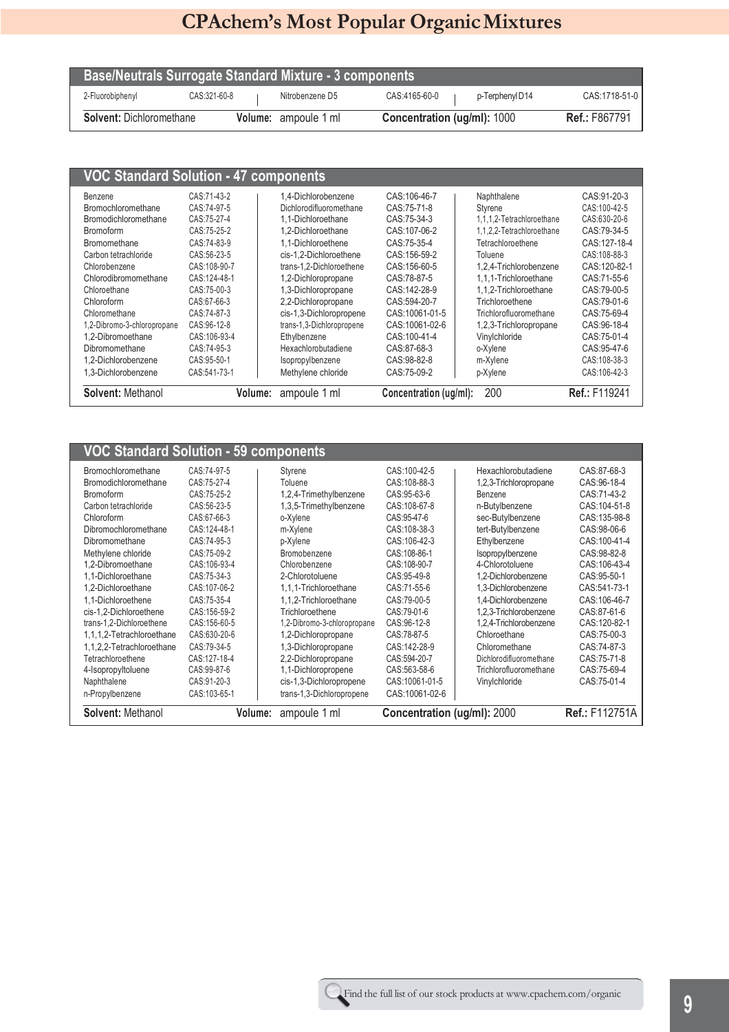# CPAchem's Most Popular Organic Mixtures

## Base/Neutrals Surrogate Standard Mixture - 3 components

| Compound | CAS | Compound | CAS | Compound | CAS |
|---|---|---|---|---|---|
| 2-Fluorobiphenyl | CAS:321-60-8 | Nitrobenzene D5 | CAS:4165-60-0 | p-Terphenyl D14 | CAS:1718-51-0 |

**Solvent:** Dichloromethane **Volume:** ampoule 1 ml **Concentration (ug/ml):** 1000 **Ref.:** F867791

## VOC Standard Solution - 47 components

| Compound | CAS | Compound | CAS | Compound | CAS |
|---|---|---|---|---|---|
| Benzene | CAS:71-43-2 | 1,4-Dichlorobenzene | CAS:106-46-7 | Naphthalene | CAS:91-20-3 |
| Bromochloromethane | CAS:74-97-5 | Dichlorodifluoromethane | CAS:75-71-8 | Styrene | CAS:100-42-5 |
| Bromodichloromethane | CAS:75-27-4 | 1,1-Dichloroethane | CAS:75-34-3 | 1,1,1,2-Tetrachloroethane | CAS:630-20-6 |
| Bromoform | CAS:75-25-2 | 1,2-Dichloroethane | CAS:107-06-2 | 1,1,2,2-Tetrachloroethane | CAS:79-34-5 |
| Bromomethane | CAS:74-83-9 | 1,1-Dichloroethene | CAS:75-35-4 | Tetrachloroethene | CAS:127-18-4 |
| Carbon tetrachloride | CAS:56-23-5 | cis-1,2-Dichloroethene | CAS:156-59-2 | Toluene | CAS:108-88-3 |
| Chlorobenzene | CAS:108-90-7 | trans-1,2-Dichloroethene | CAS:156-60-5 | 1,2,4-Trichlorobenzene | CAS:120-82-1 |
| Chlorodibromomethane | CAS:124-48-1 | 1,2-Dichloropropane | CAS:78-87-5 | 1,1,1-Trichloroethane | CAS:71-55-6 |
| Chloroethane | CAS:75-00-3 | 1,3-Dichloropropane | CAS:142-28-9 | 1,1,2-Trichloroethane | CAS:79-00-5 |
| Chloroform | CAS:67-66-3 | 2,2-Dichloropropane | CAS:594-20-7 | Trichloroethene | CAS:79-01-6 |
| Chloromethane | CAS:74-87-3 | cis-1,3-Dichloropropene | CAS:10061-01-5 | Trichlorofluoromethane | CAS:75-69-4 |
| 1,2-Dibromo-3-chloropropane | CAS:96-12-8 | trans-1,3-Dichloropropene | CAS:10061-02-6 | 1,2,3-Trichloropropane | CAS:96-18-4 |
| 1,2-Dibromoethane | CAS:106-93-4 | Ethylbenzene | CAS:100-41-4 | Vinylchloride | CAS:75-01-4 |
| Dibromomethane | CAS:74-95-3 | Hexachlorobutadiene | CAS:87-68-3 | o-Xylene | CAS:95-47-6 |
| 1,2-Dichlorobenzene | CAS:95-50-1 | Isopropylbenzene | CAS:98-82-8 | m-Xylene | CAS:108-38-3 |
| 1,3-Dichlorobenzene | CAS:541-73-1 | Methylene chloride | CAS:75-09-2 | p-Xylene | CAS:106-42-3 |

**Solvent:** Methanol **Volume:** ampoule 1 ml **Concentration (ug/ml):** 200 **Ref.:** F119241

## VOC Standard Solution - 59 components

| Compound | CAS | Compound | CAS | Compound | CAS |
|---|---|---|---|---|---|
| Bromochloromethane | CAS:74-97-5 | Styrene | CAS:100-42-5 | Hexachlorobutadiene | CAS:87-68-3 |
| Bromodichloromethane | CAS:75-27-4 | Toluene | CAS:108-88-3 | 1,2,3-Trichloropropane | CAS:96-18-4 |
| Bromoform | CAS:75-25-2 | 1,2,4-Trimethylbenzene | CAS:95-63-6 | Benzene | CAS:71-43-2 |
| Carbon tetrachloride | CAS:56-23-5 | 1,3,5-Trimethylbenzene | CAS:108-67-8 | n-Butylbenzene | CAS:104-51-8 |
| Chloroform | CAS:67-66-3 | o-Xylene | CAS:95-47-6 | sec-Butylbenzene | CAS:135-98-8 |
| Dibromochloromethane | CAS:124-48-1 | m-Xylene | CAS:108-38-3 | tert-Butylbenzene | CAS:98-06-6 |
| Dibromomethane | CAS:74-95-3 | p-Xylene | CAS:106-42-3 | Ethylbenzene | CAS:100-41-4 |
| Methylene chloride | CAS:75-09-2 | Bromobenzene | CAS:108-86-1 | Isopropylbenzene | CAS:98-82-8 |
| 1,2-Dibromoethane | CAS:106-93-4 | Chlorobenzene | CAS:108-90-7 | 4-Chlorotoluene | CAS:106-43-4 |
| 1,1-Dichloroethane | CAS:75-34-3 | 2-Chlorotoluene | CAS:95-49-8 | 1,2-Dichlorobenzene | CAS:95-50-1 |
| 1,2-Dichloroethane | CAS:107-06-2 | 1,1,1-Trichloroethane | CAS:71-55-6 | 1,3-Dichlorobenzene | CAS:541-73-1 |
| 1,1-Dichloroethene | CAS:75-35-4 | 1,1,2-Trichloroethane | CAS:79-00-5 | 1,4-Dichlorobenzene | CAS:106-46-7 |
| cis-1,2-Dichloroethene | CAS:156-59-2 | Trichloroethene | CAS:79-01-6 | 1,2,3-Trichlorobenzene | CAS:87-61-6 |
| trans-1,2-Dichloroethene | CAS:156-60-5 | 1,2-Dibromo-3-chloropropane | CAS:96-12-8 | 1,2,4-Trichlorobenzene | CAS:120-82-1 |
| 1,1,1,2-Tetrachloroethane | CAS:630-20-6 | 1,2-Dichloropropane | CAS:78-87-5 | Chloroethane | CAS:75-00-3 |
| 1,1,2,2-Tetrachloroethane | CAS:79-34-5 | 1,3-Dichloropropane | CAS:142-28-9 | Chloromethane | CAS:74-87-3 |
| Tetrachloroethene | CAS:127-18-4 | 2,2-Dichloropropane | CAS:594-20-7 | Dichlorodifluoromethane | CAS:75-71-8 |
| 4-Isopropyltoluene | CAS:99-87-6 | 1,1-Dichloropropene | CAS:563-58-6 | Trichlorofluoromethane | CAS:75-69-4 |
| Naphthalene | CAS:91-20-3 | cis-1,3-Dichloropropene | CAS:10061-01-5 | Vinylchloride | CAS:75-01-4 |
| n-Propylbenzene | CAS:103-65-1 | trans-1,3-Dichloropropene | CAS:10061-02-6 | | |

**Solvent:** Methanol **Volume:** ampoule 1 ml **Concentration (ug/ml):** 2000 **Ref.:** F112751A

Find the full list of our stock products at www.cpachem.com/organic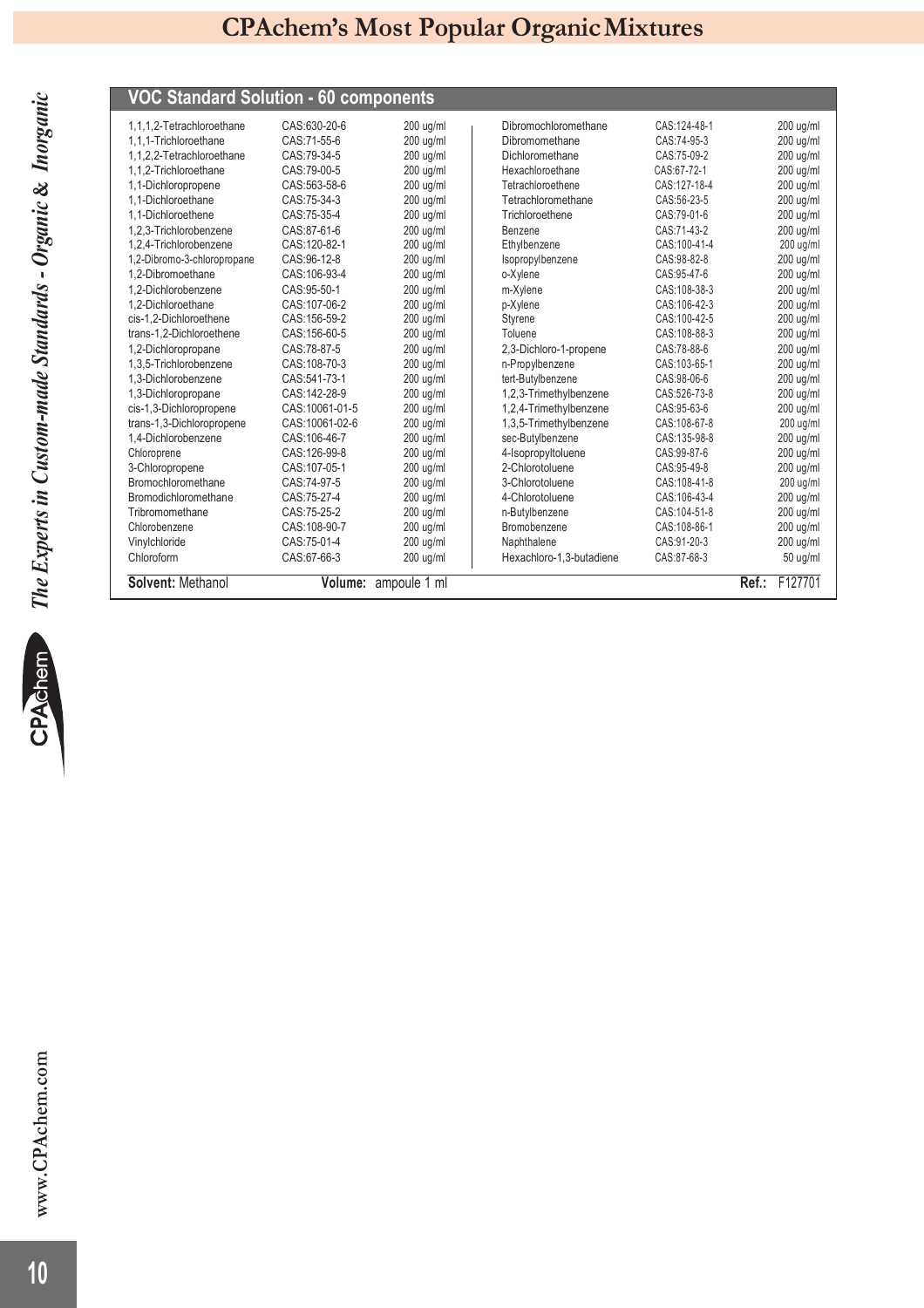# CPAchem's Most Popular Organic Mixtures

## VOC Standard Solution - 60 components

| Component | CAS | Concentration |
|---|---|---|
| 1,1,1,2-Tetrachloroethane | CAS:630-20-6 | 200 ug/ml |
| 1,1,1-Trichloroethane | CAS:71-55-6 | 200 ug/ml |
| 1,1,2,2-Tetrachloroethane | CAS:79-34-5 | 200 ug/ml |
| 1,1,2-Trichloroethane | CAS:79-00-5 | 200 ug/ml |
| 1,1-Dichloropropene | CAS:563-58-6 | 200 ug/ml |
| 1,1-Dichloroethane | CAS:75-34-3 | 200 ug/ml |
| 1,1-Dichloroethene | CAS:75-35-4 | 200 ug/ml |
| 1,2,3-Trichlorobenzene | CAS:87-61-6 | 200 ug/ml |
| 1,2,4-Trichlorobenzene | CAS:120-82-1 | 200 ug/ml |
| 1,2-Dibromo-3-chloropropane | CAS:96-12-8 | 200 ug/ml |
| 1,2-Dibromoethane | CAS:106-93-4 | 200 ug/ml |
| 1,2-Dichlorobenzene | CAS:95-50-1 | 200 ug/ml |
| 1,2-Dichloroethane | CAS:107-06-2 | 200 ug/ml |
| cis-1,2-Dichloroethene | CAS:156-59-2 | 200 ug/ml |
| trans-1,2-Dichloroethene | CAS:156-60-5 | 200 ug/ml |
| 1,2-Dichloropropane | CAS:78-87-5 | 200 ug/ml |
| 1,3,5-Trichlorobenzene | CAS:108-70-3 | 200 ug/ml |
| 1,3-Dichlorobenzene | CAS:541-73-1 | 200 ug/ml |
| 1,3-Dichloropropane | CAS:142-28-9 | 200 ug/ml |
| cis-1,3-Dichloropropene | CAS:10061-01-5 | 200 ug/ml |
| trans-1,3-Dichloropropene | CAS:10061-02-6 | 200 ug/ml |
| 1,4-Dichlorobenzene | CAS:106-46-7 | 200 ug/ml |
| Chloroprene | CAS:126-99-8 | 200 ug/ml |
| 3-Chloropropene | CAS:107-05-1 | 200 ug/ml |
| Bromochloromethane | CAS:74-97-5 | 200 ug/ml |
| Bromodichloromethane | CAS:75-27-4 | 200 ug/ml |
| Tribromomethane | CAS:75-25-2 | 200 ug/ml |
| Chlorobenzene | CAS:108-90-7 | 200 ug/ml |
| Vinylchloride | CAS:75-01-4 | 200 ug/ml |
| Chloroform | CAS:67-66-3 | 200 ug/ml |
| Dibromochloromethane | CAS:124-48-1 | 200 ug/ml |
| Dibromomethane | CAS:74-95-3 | 200 ug/ml |
| Dichloromethane | CAS:75-09-2 | 200 ug/ml |
| Hexachloroethane | CAS:67-72-1 | 200 ug/ml |
| Tetrachloroethene | CAS:127-18-4 | 200 ug/ml |
| Tetrachloromethane | CAS:56-23-5 | 200 ug/ml |
| Trichloroethene | CAS:79-01-6 | 200 ug/ml |
| Benzene | CAS:71-43-2 | 200 ug/ml |
| Ethylbenzene | CAS:100-41-4 | 200 ug/ml |
| Isopropylbenzene | CAS:98-82-8 | 200 ug/ml |
| o-Xylene | CAS:95-47-6 | 200 ug/ml |
| m-Xylene | CAS:108-38-3 | 200 ug/ml |
| p-Xylene | CAS:106-42-3 | 200 ug/ml |
| Styrene | CAS:100-42-5 | 200 ug/ml |
| Toluene | CAS:108-88-3 | 200 ug/ml |
| 2,3-Dichloro-1-propene | CAS:78-88-6 | 200 ug/ml |
| n-Propylbenzene | CAS:103-65-1 | 200 ug/ml |
| tert-Butylbenzene | CAS:98-06-6 | 200 ug/ml |
| 1,2,3-Trimethylbenzene | CAS:526-73-8 | 200 ug/ml |
| 1,2,4-Trimethylbenzene | CAS:95-63-6 | 200 ug/ml |
| 1,3,5-Trimethylbenzene | CAS:108-67-8 | 200 ug/ml |
| sec-Butylbenzene | CAS:135-98-8 | 200 ug/ml |
| 4-Isopropyltoluene | CAS:99-87-6 | 200 ug/ml |
| 2-Chlorotoluene | CAS:95-49-8 | 200 ug/ml |
| 3-Chlorotoluene | CAS:108-41-8 | 200 ug/ml |
| 4-Chlorotoluene | CAS:106-43-4 | 200 ug/ml |
| n-Butylbenzene | CAS:104-51-8 | 200 ug/ml |
| Bromobenzene | CAS:108-86-1 | 200 ug/ml |
| Naphthalene | CAS:91-20-3 | 200 ug/ml |
| Hexachloro-1,3-butadiene | CAS:87-68-3 | 50 ug/ml |

**Solvent:** Methanol **Volume:** ampoule 1 ml **Ref.:** F127701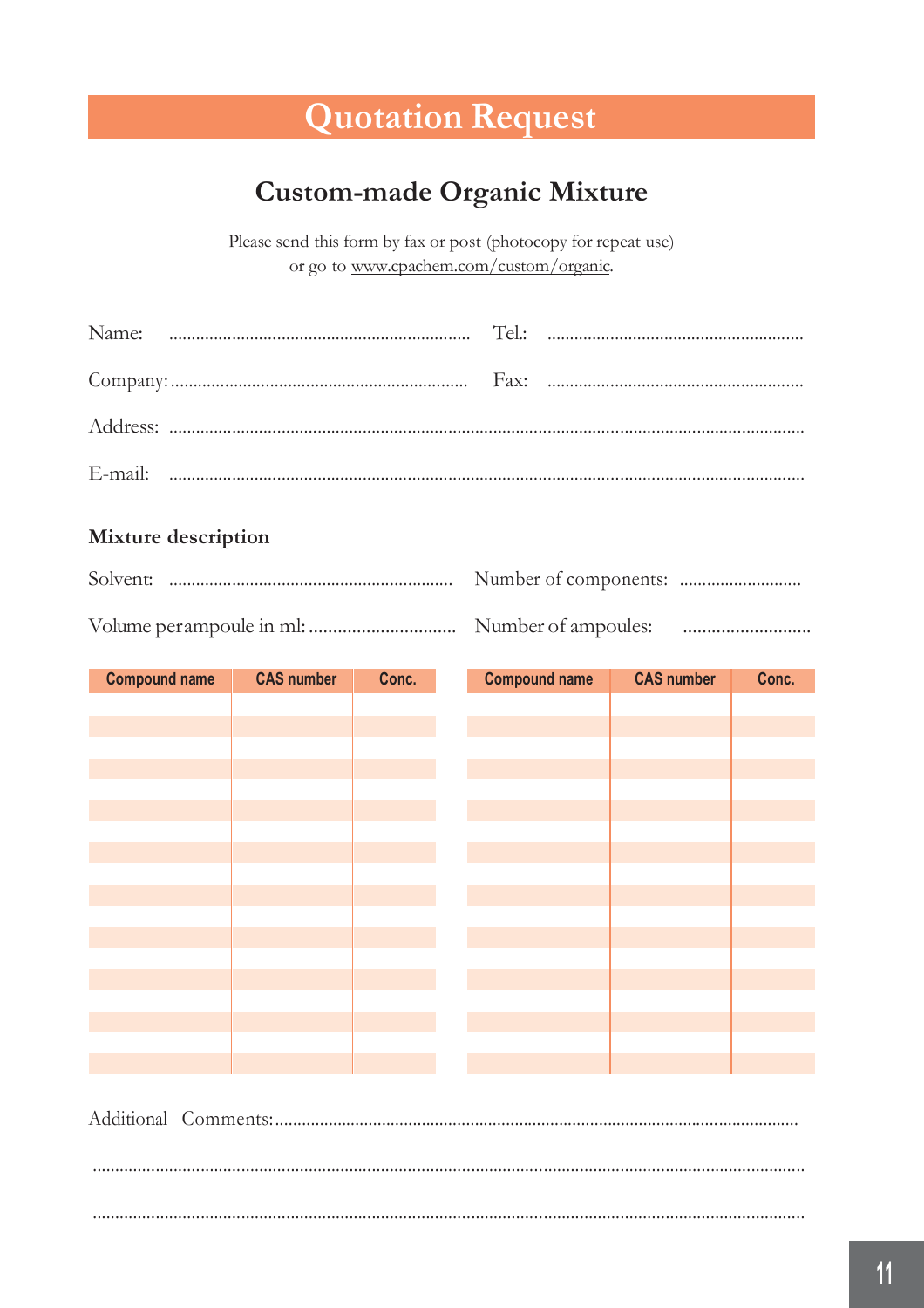# Quotation Request

## Custom-made Organic Mixture

Please send this form by fax or post (photocopy for repeat use)
or go to www.cpachem.com/custom/organic.

Name: .................................................................. Tel.: ........................................................

Company: ................................................................. Fax: ........................................................

Address: ..........................................................................................................................................

E-mail: ..........................................................................................................................................

### Mixture description

Solvent: .............................................................. Number of components: ..........................

Volume per ampoule in ml: ............................... Number of ampoules: ..........................

| Compound name | CAS number | Conc. | Compound name | CAS number | Conc. |
|---|---|---|---|---|---|
| | | | | | |
| | | | | | |
| | | | | | |
| | | | | | |
| | | | | | |
| | | | | | |
| | | | | | |
| | | | | | |
| | | | | | |
| | | | | | |
| | | | | | |
| | | | | | |
| | | | | | |
| | | | | | |
| | | | | | |
| | | | | | |
| | | | | | |
| | | | | | |

Additional Comments: ....................................................................................................................

..........................................................................................................................................

..........................................................................................................................................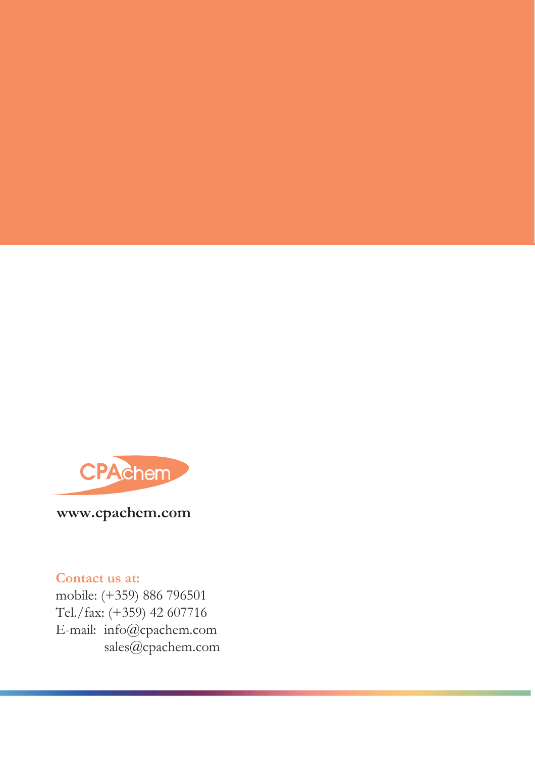CPAchem

**www.cpachem.com**

**Contact us at:**

mobile: (+359) 886 796501
Tel./fax: (+359) 42 607716
E-mail: info@cpachem.com
sales@cpachem.com